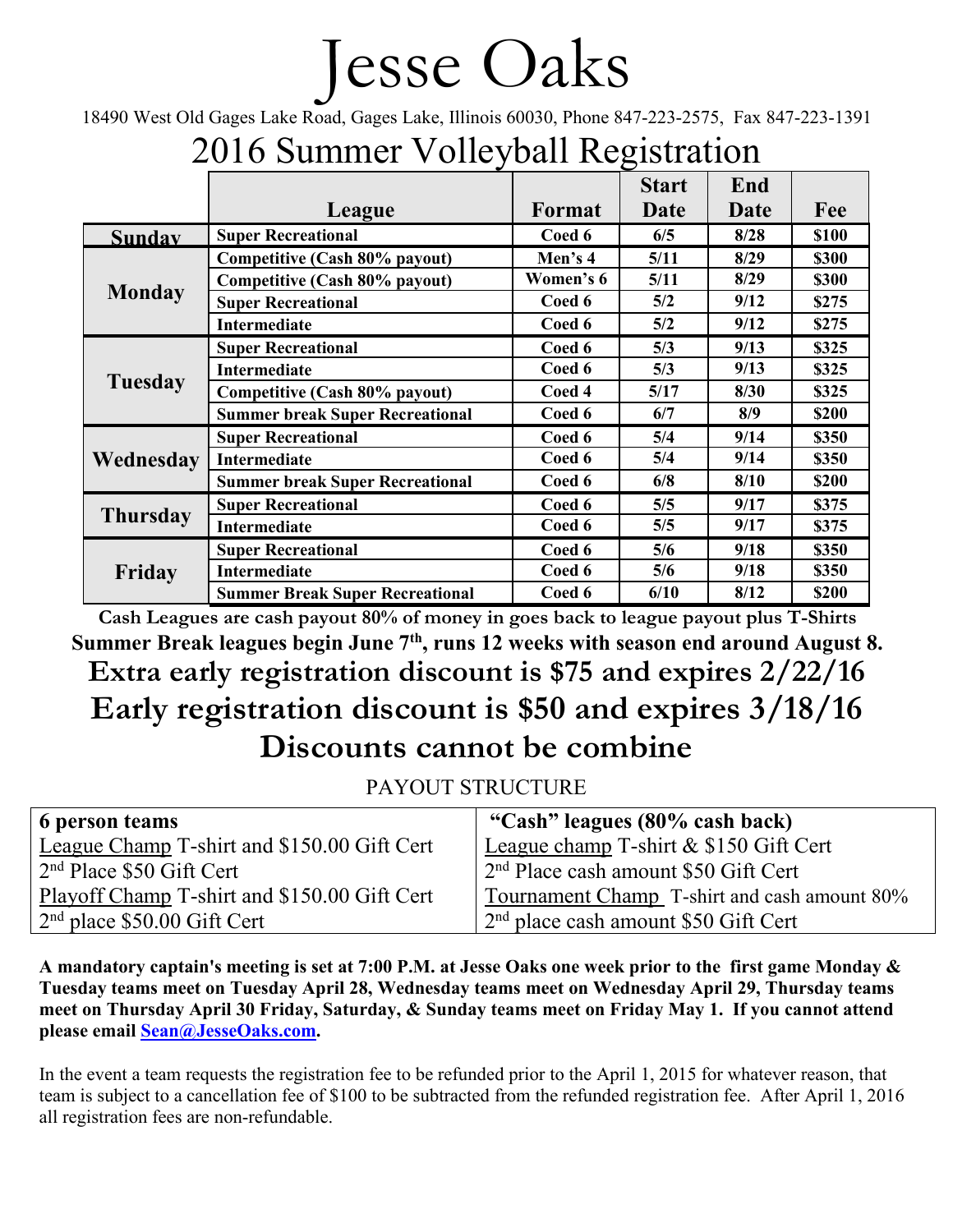# Jesse Oaks

18490 West Old Gages Lake Road, Gages Lake, Illinois 60030, Phone 847-223-2575, Fax 847-223-1391

## 2016 Summer Volleyball Registration

| | League | Format | Start Date | End Date | Fee |
|---|---|---|---|---|---|
| **Sunday** | **Super Recreational** | **Coed 6** | **6/5** | **8/28** | **$100** |
| **Monday** | **Competitive (Cash 80% payout)** | **Men's 4** | **5/11** | **8/29** | **$300** |
| | **Competitive (Cash 80% payout)** | **Women's 6** | **5/11** | **8/29** | **$300** |
| | **Super Recreational** | **Coed 6** | **5/2** | **9/12** | **$275** |
| | **Intermediate** | **Coed 6** | **5/2** | **9/12** | **$275** |
| **Tuesday** | **Super Recreational** | **Coed 6** | **5/3** | **9/13** | **$325** |
| | **Intermediate** | **Coed 6** | **5/3** | **9/13** | **$325** |
| | **Competitive (Cash 80% payout)** | **Coed 4** | **5/17** | **8/30** | **$325** |
| | **Summer break Super Recreational** | **Coed 6** | **6/7** | **8/9** | **$200** |
| **Wednesday** | **Super Recreational** | **Coed 6** | **5/4** | **9/14** | **$350** |
| | **Intermediate** | **Coed 6** | **5/4** | **9/14** | **$350** |
| | **Summer break Super Recreational** | **Coed 6** | **6/8** | **8/10** | **$200** |
| **Thursday** | **Super Recreational** | **Coed 6** | **5/5** | **9/17** | **$375** |
| | **Intermediate** | **Coed 6** | **5/5** | **9/17** | **$375** |
| **Friday** | **Super Recreational** | **Coed 6** | **5/6** | **9/18** | **$350** |
| | **Intermediate** | **Coed 6** | **5/6** | **9/18** | **$350** |
| | **Summer Break Super Recreational** | **Coed 6** | **6/10** | **8/12** | **$200** |

**Cash Leagues are cash payout 80% of money in goes back to league payout plus T-Shirts**

**Summer Break leagues begin June 7th, runs 12 weeks with season end around August 8.**

**Extra early registration discount is $75 and expires 2/22/16**

**Early registration discount is $50 and expires 3/18/16**

**Discounts cannot be combine**

PAYOUT STRUCTURE

| **6 person teams** | **"Cash" leagues (80% cash back)** |
|---|---|
| League Champ T-shirt and $150.00 Gift Cert | League champ T-shirt & $150 Gift Cert |
| 2nd Place $50 Gift Cert | 2nd Place cash amount $50 Gift Cert |
| Playoff Champ T-shirt and $150.00 Gift Cert | Tournament Champ T-shirt and cash amount 80% |
| 2nd place $50.00 Gift Cert | 2nd place cash amount $50 Gift Cert |

**A mandatory captain's meeting is set at 7:00 P.M. at Jesse Oaks one week prior to the first game Monday & Tuesday teams meet on Tuesday April 28, Wednesday teams meet on Wednesday April 29, Thursday teams meet on Thursday April 30 Friday, Saturday, & Sunday teams meet on Friday May 1. If you cannot attend please email Sean@JesseOaks.com.**

In the event a team requests the registration fee to be refunded prior to the April 1, 2015 for whatever reason, that team is subject to a cancellation fee of $100 to be subtracted from the refunded registration fee. After April 1, 2016 all registration fees are non-refundable.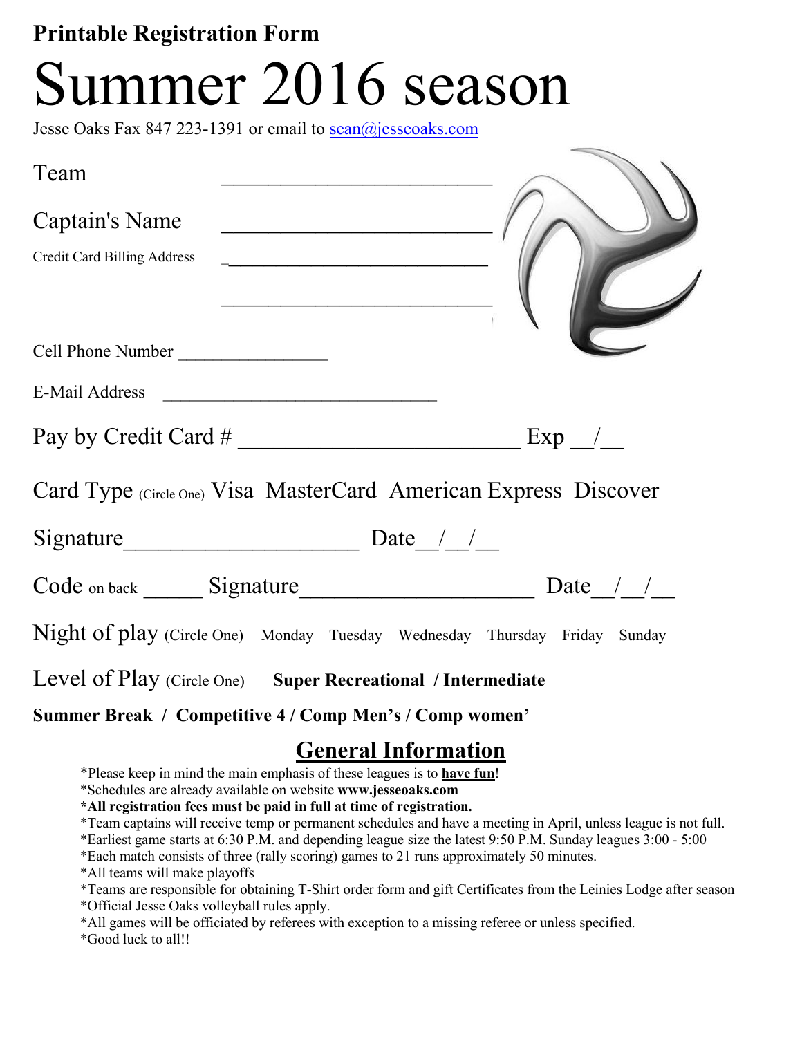**Printable Registration Form**

# Summer 2016 season

Jesse Oaks Fax 847 223-1391 or email to sean@jesseoaks.com

Team ________________________

Captain's Name ________________________

Credit Card Billing Address ________________________

________________________

Cell Phone Number ________________

E-Mail Address ______________________________

Pay by Credit Card # ________________________ Exp __/__

Card Type (Circle One) Visa MasterCard American Express Discover

Signature____________________ Date__/__/__

Code on back _____ Signature____________________ Date__/__/__

Night of play (Circle One) Monday Tuesday Wednesday Thursday Friday Sunday

Level of Play (Circle One) **Super Recreational / Intermediate**

**Summer Break / Competitive 4 / Comp Men's / Comp women'**

## General Information

*Please keep in mind the main emphasis of these leagues is to **have fun**!
*Schedules are already available on website **www.jesseoaks.com**
***All registration fees must be paid in full at time of registration.**
*Team captains will receive temp or permanent schedules and have a meeting in April, unless league is not full.
*Earliest game starts at 6:30 P.M. and depending league size the latest 9:50 P.M. Sunday leagues 3:00 - 5:00
*Each match consists of three (rally scoring) games to 21 runs approximately 50 minutes.
*All teams will make playoffs
*Teams are responsible for obtaining T-Shirt order form and gift Certificates from the Leinies Lodge after season
*Official Jesse Oaks volleyball rules apply.
*All games will be officiated by referees with exception to a missing referee or unless specified.
*Good luck to all!!